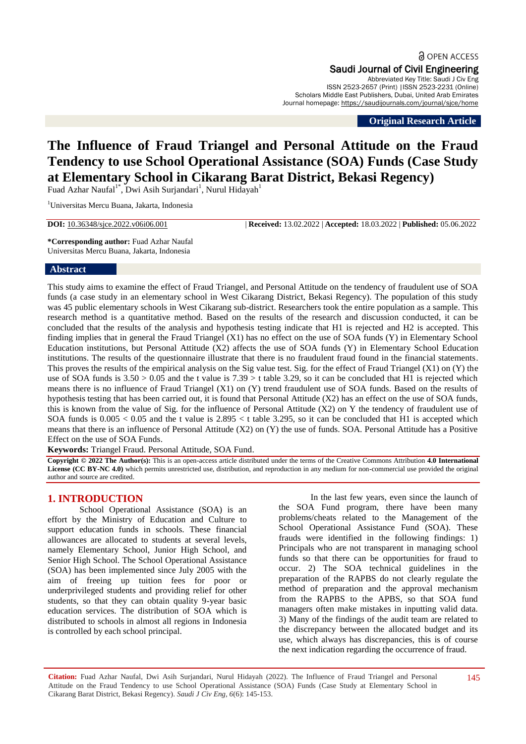OPEN ACCESS

Saudi Journal of Civil Engineering
Abbreviated Key Title: Saudi J Civ Eng
ISSN 2523-2657 (Print) |ISSN 2523-2231 (Online)
Scholars Middle East Publishers, Dubai, United Arab Emirates
Journal homepage: https://saudijournals.com/journal/sjce/home

**Original Research Article**

# The Influence of Fraud Triangel and Personal Attitude on the Fraud Tendency to use School Operational Assistance (SOA) Funds (Case Study at Elementary School in Cikarang Barat District, Bekasi Regency)

Fuad Azhar Naufal[1*], Dwi Asih Surjandari[1], Nurul Hidayah[1]

[1]Universitas Mercu Buana, Jakarta, Indonesia

**DOI:** 10.36348/sjce.2022.v06i06.001 | **Received:** 13.02.2022 | **Accepted:** 18.03.2022 | **Published:** 05.06.2022

**\*Corresponding author:** Fuad Azhar Naufal
Universitas Mercu Buana, Jakarta, Indonesia

## Abstract

This study aims to examine the effect of Fraud Triangel, and Personal Attitude on the tendency of fraudulent use of SOA funds (a case study in an elementary school in West Cikarang District, Bekasi Regency). The population of this study was 45 public elementary schools in West Cikarang sub-district. Researchers took the entire population as a sample. This research method is a quantitative method. Based on the results of the research and discussion conducted, it can be concluded that the results of the analysis and hypothesis testing indicate that H1 is rejected and H2 is accepted. This finding implies that in general the Fraud Triangel (X1) has no effect on the use of SOA funds (Y) in Elementary School Education institutions, but Personal Attitude (X2) affects the use of SOA funds (Y) in Elementary School Education institutions. The results of the questionnaire illustrate that there is no fraudulent fraud found in the financial statements. This proves the results of the empirical analysis on the Sig value test. Sig. for the effect of Fraud Triangel (X1) on (Y) the use of SOA funds is 3.50 > 0.05 and the t value is 7.39 > t table 3.29, so it can be concluded that H1 is rejected which means there is no influence of Fraud Triangel (X1) on (Y) trend fraudulent use of SOA funds. Based on the results of hypothesis testing that has been carried out, it is found that Personal Attitude (X2) has an effect on the use of SOA funds, this is known from the value of Sig. for the influence of Personal Attitude (X2) on Y the tendency of fraudulent use of SOA funds is 0.005 < 0.05 and the t value is 2.895 < t table 3.295, so it can be concluded that H1 is accepted which means that there is an influence of Personal Attitude (X2) on (Y) the use of funds. SOA. Personal Attitude has a Positive Effect on the use of SOA Funds.

**Keywords:** Triangel Fraud. Personal Attitude, SOA Fund.

**Copyright © 2022 The Author(s):** This is an open-access article distributed under the terms of the Creative Commons Attribution **4.0 International License (CC BY-NC 4.0)** which permits unrestricted use, distribution, and reproduction in any medium for non-commercial use provided the original author and source are credited.

## 1. INTRODUCTION

School Operational Assistance (SOA) is an effort by the Ministry of Education and Culture to support education funds in schools. These financial allowances are allocated to students at several levels, namely Elementary School, Junior High School, and Senior High School. The School Operational Assistance (SOA) has been implemented since July 2005 with the aim of freeing up tuition fees for poor or underprivileged students and providing relief for other students, so that they can obtain quality 9-year basic education services. The distribution of SOA which is distributed to schools in almost all regions in Indonesia is controlled by each school principal.

In the last few years, even since the launch of the SOA Fund program, there have been many problems/cheats related to the Management of the School Operational Assistance Fund (SOA). These frauds were identified in the following findings: 1) Principals who are not transparent in managing school funds so that there can be opportunities for fraud to occur. 2) The SOA technical guidelines in the preparation of the RAPBS do not clearly regulate the method of preparation and the approval mechanism from the RAPBS to the APBS, so that SOA fund managers often make mistakes in inputting valid data. 3) Many of the findings of the audit team are related to the discrepancy between the allocated budget and its use, which always has discrepancies, this is of course the next indication regarding the occurrence of fraud.

**Citation:** Fuad Azhar Naufal, Dwi Asih Surjandari, Nurul Hidayah (2022). The Influence of Fraud Triangel and Personal Attitude on the Fraud Tendency to use School Operational Assistance (SOA) Funds (Case Study at Elementary School in Cikarang Barat District, Bekasi Regency). *Saudi J Civ Eng, 6*(6): 145-153.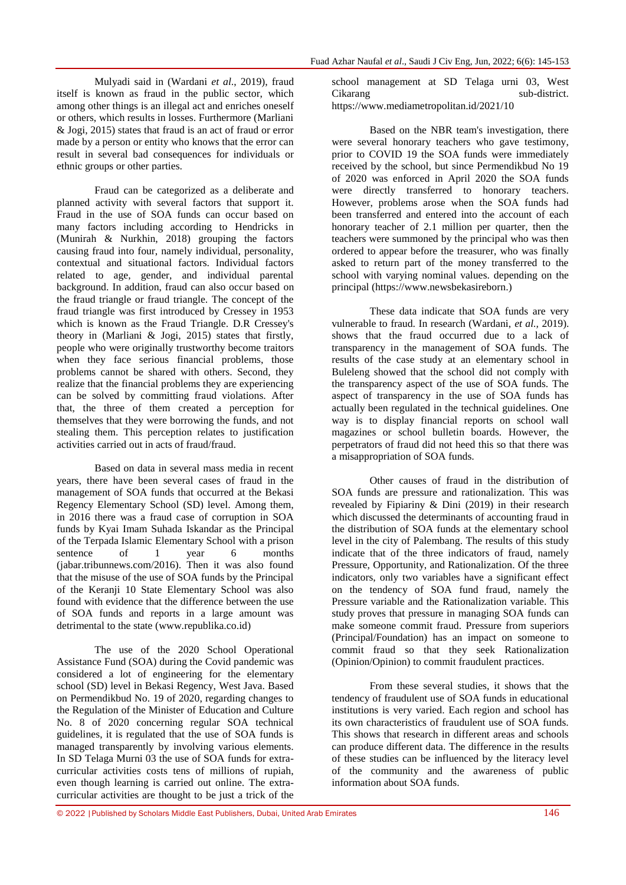Mulyadi said in (Wardani *et al*., 2019), fraud itself is known as fraud in the public sector, which among other things is an illegal act and enriches oneself or others, which results in losses. Furthermore (Marliani & Jogi, 2015) states that fraud is an act of fraud or error made by a person or entity who knows that the error can result in several bad consequences for individuals or ethnic groups or other parties.

Fraud can be categorized as a deliberate and planned activity with several factors that support it. Fraud in the use of SOA funds can occur based on many factors including according to Hendricks in (Munirah & Nurkhin, 2018) grouping the factors causing fraud into four, namely individual, personality, contextual and situational factors. Individual factors related to age, gender, and individual parental background. In addition, fraud can also occur based on the fraud triangle or fraud triangle. The concept of the fraud triangle was first introduced by Cressey in 1953 which is known as the Fraud Triangle. D.R Cressey's theory in (Marliani & Jogi, 2015) states that firstly, people who were originally trustworthy become traitors when they face serious financial problems, those problems cannot be shared with others. Second, they realize that the financial problems they are experiencing can be solved by committing fraud violations. After that, the three of them created a perception for themselves that they were borrowing the funds, and not stealing them. This perception relates to justification activities carried out in acts of fraud/fraud.

Based on data in several mass media in recent years, there have been several cases of fraud in the management of SOA funds that occurred at the Bekasi Regency Elementary School (SD) level. Among them, in 2016 there was a fraud case of corruption in SOA funds by Kyai Imam Suhada Iskandar as the Principal of the Terpada Islamic Elementary School with a prison sentence of 1 year 6 months (jabar.tribunnews.com/2016). Then it was also found that the misuse of the use of SOA funds by the Principal of the Keranji 10 State Elementary School was also found with evidence that the difference between the use of SOA funds and reports in a large amount was detrimental to the state (www.republika.co.id)

The use of the 2020 School Operational Assistance Fund (SOA) during the Covid pandemic was considered a lot of engineering for the elementary school (SD) level in Bekasi Regency, West Java. Based on Permendikbud No. 19 of 2020, regarding changes to the Regulation of the Minister of Education and Culture No. 8 of 2020 concerning regular SOA technical guidelines, it is regulated that the use of SOA funds is managed transparently by involving various elements. In SD Telaga Murni 03 the use of SOA funds for extra-curricular activities costs tens of millions of rupiah, even though learning is carried out online. The extra-curricular activities are thought to be just a trick of the school management at SD Telaga urni 03, West Cikarang sub-district. https://www.mediametropolitan.id/2021/10

Based on the NBR team's investigation, there were several honorary teachers who gave testimony, prior to COVID 19 the SOA funds were immediately received by the school, but since Permendikbud No 19 of 2020 was enforced in April 2020 the SOA funds were directly transferred to honorary teachers. However, problems arose when the SOA funds had been transferred and entered into the account of each honorary teacher of 2.1 million per quarter, then the teachers were summoned by the principal who was then ordered to appear before the treasurer, who was finally asked to return part of the money transferred to the school with varying nominal values. depending on the principal (https://www.newsbekasireborn.)

These data indicate that SOA funds are very vulnerable to fraud. In research (Wardani, *et al.,* 2019). shows that the fraud occurred due to a lack of transparency in the management of SOA funds. The results of the case study at an elementary school in Buleleng showed that the school did not comply with the transparency aspect of the use of SOA funds. The aspect of transparency in the use of SOA funds has actually been regulated in the technical guidelines. One way is to display financial reports on school wall magazines or school bulletin boards. However, the perpetrators of fraud did not heed this so that there was a misappropriation of SOA funds.

Other causes of fraud in the distribution of SOA funds are pressure and rationalization. This was revealed by Fipiariny & Dini (2019) in their research which discussed the determinants of accounting fraud in the distribution of SOA funds at the elementary school level in the city of Palembang. The results of this study indicate that of the three indicators of fraud, namely Pressure, Opportunity, and Rationalization. Of the three indicators, only two variables have a significant effect on the tendency of SOA fund fraud, namely the Pressure variable and the Rationalization variable. This study proves that pressure in managing SOA funds can make someone commit fraud. Pressure from superiors (Principal/Foundation) has an impact on someone to commit fraud so that they seek Rationalization (Opinion/Opinion) to commit fraudulent practices.

From these several studies, it shows that the tendency of fraudulent use of SOA funds in educational institutions is very varied. Each region and school has its own characteristics of fraudulent use of SOA funds. This shows that research in different areas and schools can produce different data. The difference in the results of these studies can be influenced by the literacy level of the community and the awareness of public information about SOA funds.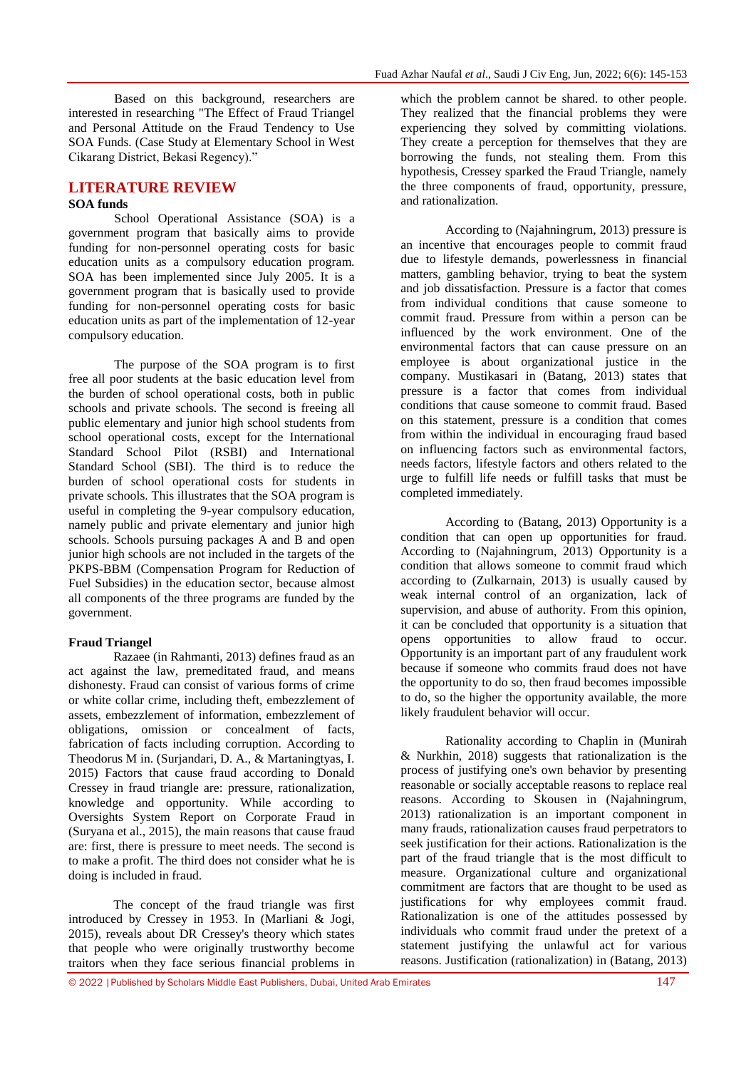Based on this background, researchers are interested in researching "The Effect of Fraud Triangel and Personal Attitude on the Fraud Tendency to Use SOA Funds. (Case Study at Elementary School in West Cikarang District, Bekasi Regency)."

## LITERATURE REVIEW

### SOA funds

School Operational Assistance (SOA) is a government program that basically aims to provide funding for non-personnel operating costs for basic education units as a compulsory education program. SOA has been implemented since July 2005. It is a government program that is basically used to provide funding for non-personnel operating costs for basic education units as part of the implementation of 12-year compulsory education.

The purpose of the SOA program is to first free all poor students at the basic education level from the burden of school operational costs, both in public schools and private schools. The second is freeing all public elementary and junior high school students from school operational costs, except for the International Standard School Pilot (RSBI) and International Standard School (SBI). The third is to reduce the burden of school operational costs for students in private schools. This illustrates that the SOA program is useful in completing the 9-year compulsory education, namely public and private elementary and junior high schools. Schools pursuing packages A and B and open junior high schools are not included in the targets of the PKPS-BBM (Compensation Program for Reduction of Fuel Subsidies) in the education sector, because almost all components of the three programs are funded by the government.

### Fraud Triangel

Razaee (in Rahmanti, 2013) defines fraud as an act against the law, premeditated fraud, and means dishonesty. Fraud can consist of various forms of crime or white collar crime, including theft, embezzlement of assets, embezzlement of information, embezzlement of obligations, omission or concealment of facts, fabrication of facts including corruption. According to Theodorus M in. (Surjandari, D. A., & Martaningtyas, I. 2015) Factors that cause fraud according to Donald Cressey in fraud triangle are: pressure, rationalization, knowledge and opportunity. While according to Oversights System Report on Corporate Fraud in (Suryana et al., 2015), the main reasons that cause fraud are: first, there is pressure to meet needs. The second is to make a profit. The third does not consider what he is doing is included in fraud.

The concept of the fraud triangle was first introduced by Cressey in 1953. In (Marliani & Jogi, 2015), reveals about DR Cressey's theory which states that people who were originally trustworthy become traitors when they face serious financial problems in which the problem cannot be shared. to other people. They realized that the financial problems they were experiencing they solved by committing violations. They create a perception for themselves that they are borrowing the funds, not stealing them. From this hypothesis, Cressey sparked the Fraud Triangle, namely the three components of fraud, opportunity, pressure, and rationalization.

According to (Najahningrum, 2013) pressure is an incentive that encourages people to commit fraud due to lifestyle demands, powerlessness in financial matters, gambling behavior, trying to beat the system and job dissatisfaction. Pressure is a factor that comes from individual conditions that cause someone to commit fraud. Pressure from within a person can be influenced by the work environment. One of the environmental factors that can cause pressure on an employee is about organizational justice in the company. Mustikasari in (Batang, 2013) states that pressure is a factor that comes from individual conditions that cause someone to commit fraud. Based on this statement, pressure is a condition that comes from within the individual in encouraging fraud based on influencing factors such as environmental factors, needs factors, lifestyle factors and others related to the urge to fulfill life needs or fulfill tasks that must be completed immediately.

According to (Batang, 2013) Opportunity is a condition that can open up opportunities for fraud. According to (Najahningrum, 2013) Opportunity is a condition that allows someone to commit fraud which according to (Zulkarnain, 2013) is usually caused by weak internal control of an organization, lack of supervision, and abuse of authority. From this opinion, it can be concluded that opportunity is a situation that opens opportunities to allow fraud to occur. Opportunity is an important part of any fraudulent work because if someone who commits fraud does not have the opportunity to do so, then fraud becomes impossible to do, so the higher the opportunity available, the more likely fraudulent behavior will occur.

Rationality according to Chaplin in (Munirah & Nurkhin, 2018) suggests that rationalization is the process of justifying one's own behavior by presenting reasonable or socially acceptable reasons to replace real reasons. According to Skousen in (Najahningrum, 2013) rationalization is an important component in many frauds, rationalization causes fraud perpetrators to seek justification for their actions. Rationalization is the part of the fraud triangle that is the most difficult to measure. Organizational culture and organizational commitment are factors that are thought to be used as justifications for why employees commit fraud. Rationalization is one of the attitudes possessed by individuals who commit fraud under the pretext of a statement justifying the unlawful act for various reasons. Justification (rationalization) in (Batang, 2013)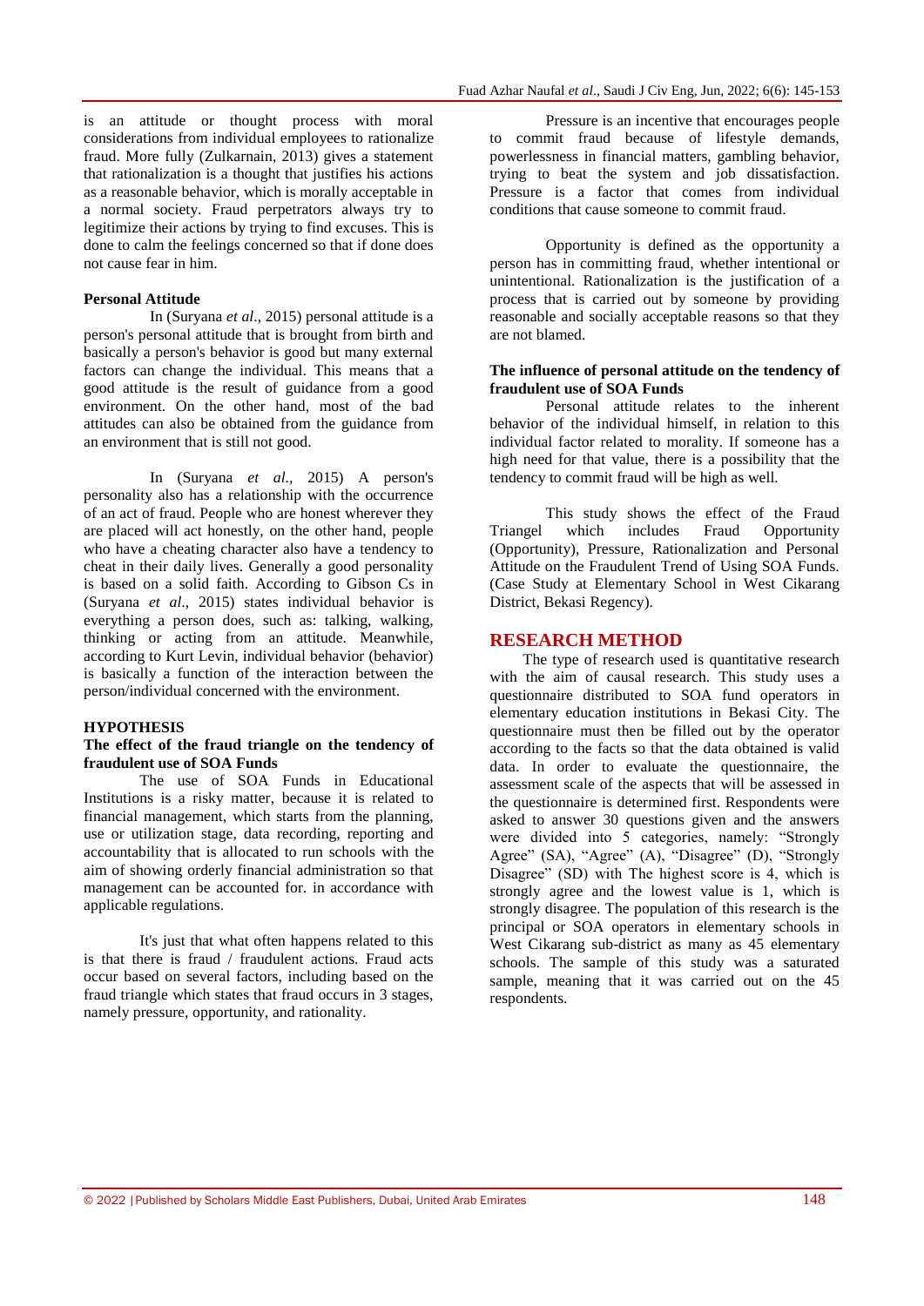is an attitude or thought process with moral considerations from individual employees to rationalize fraud. More fully (Zulkarnain, 2013) gives a statement that rationalization is a thought that justifies his actions as a reasonable behavior, which is morally acceptable in a normal society. Fraud perpetrators always try to legitimize their actions by trying to find excuses. This is done to calm the feelings concerned so that if done does not cause fear in him.

**Personal Attitude**

In (Suryana *et al*., 2015) personal attitude is a person's personal attitude that is brought from birth and basically a person's behavior is good but many external factors can change the individual. This means that a good attitude is the result of guidance from a good environment. On the other hand, most of the bad attitudes can also be obtained from the guidance from an environment that is still not good.

In (Suryana *et al.,* 2015) A person's personality also has a relationship with the occurrence of an act of fraud. People who are honest wherever they are placed will act honestly, on the other hand, people who have a cheating character also have a tendency to cheat in their daily lives. Generally a good personality is based on a solid faith. According to Gibson Cs in (Suryana *et al*., 2015) states individual behavior is everything a person does, such as: talking, walking, thinking or acting from an attitude. Meanwhile, according to Kurt Levin, individual behavior (behavior) is basically a function of the interaction between the person/individual concerned with the environment.

**HYPOTHESIS**

**The effect of the fraud triangle on the tendency of fraudulent use of SOA Funds**

The use of SOA Funds in Educational Institutions is a risky matter, because it is related to financial management, which starts from the planning, use or utilization stage, data recording, reporting and accountability that is allocated to run schools with the aim of showing orderly financial administration so that management can be accounted for. in accordance with applicable regulations.

It's just that what often happens related to this is that there is fraud / fraudulent actions. Fraud acts occur based on several factors, including based on the fraud triangle which states that fraud occurs in 3 stages, namely pressure, opportunity, and rationality.

Pressure is an incentive that encourages people to commit fraud because of lifestyle demands, powerlessness in financial matters, gambling behavior, trying to beat the system and job dissatisfaction. Pressure is a factor that comes from individual conditions that cause someone to commit fraud.

Opportunity is defined as the opportunity a person has in committing fraud, whether intentional or unintentional. Rationalization is the justification of a process that is carried out by someone by providing reasonable and socially acceptable reasons so that they are not blamed.

**The influence of personal attitude on the tendency of fraudulent use of SOA Funds**

Personal attitude relates to the inherent behavior of the individual himself, in relation to this individual factor related to morality. If someone has a high need for that value, there is a possibility that the tendency to commit fraud will be high as well.

This study shows the effect of the Fraud Triangel which includes Fraud Opportunity (Opportunity), Pressure, Rationalization and Personal Attitude on the Fraudulent Trend of Using SOA Funds. (Case Study at Elementary School in West Cikarang District, Bekasi Regency).

## RESEARCH METHOD

The type of research used is quantitative research with the aim of causal research. This study uses a questionnaire distributed to SOA fund operators in elementary education institutions in Bekasi City. The questionnaire must then be filled out by the operator according to the facts so that the data obtained is valid data. In order to evaluate the questionnaire, the assessment scale of the aspects that will be assessed in the questionnaire is determined first. Respondents were asked to answer 30 questions given and the answers were divided into 5 categories, namely: "Strongly Agree" (SA), "Agree" (A), "Disagree" (D), "Strongly Disagree" (SD) with The highest score is 4, which is strongly agree and the lowest value is 1, which is strongly disagree. The population of this research is the principal or SOA operators in elementary schools in West Cikarang sub-district as many as 45 elementary schools. The sample of this study was a saturated sample, meaning that it was carried out on the 45 respondents.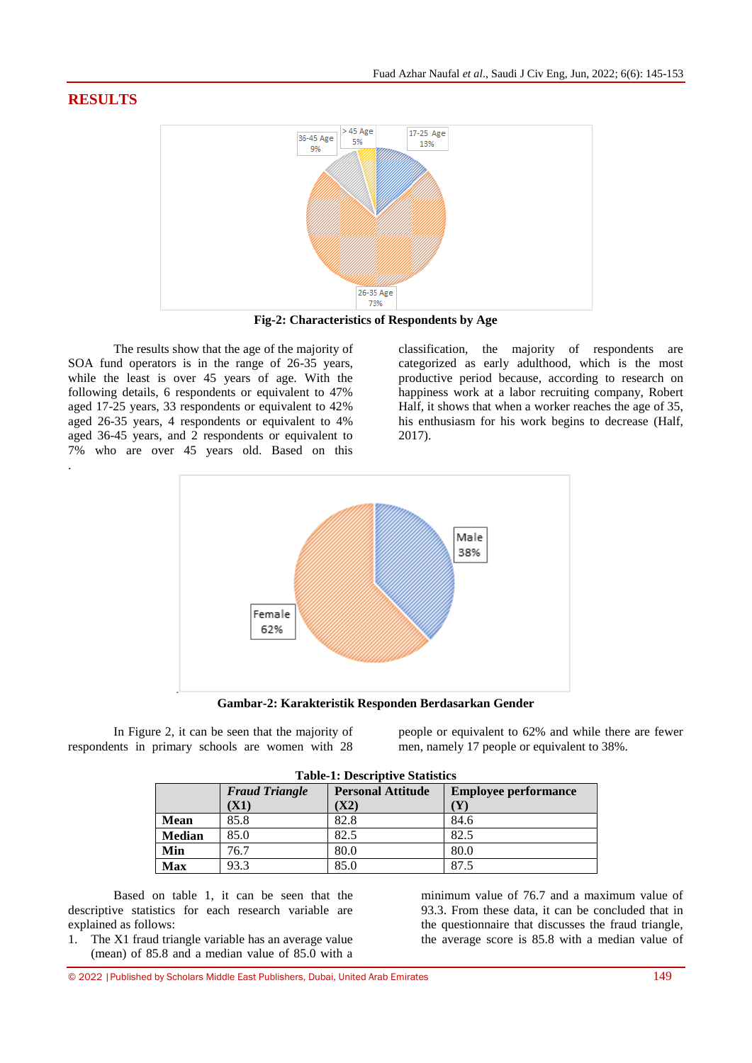## RESULTS

Fig-2: Characteristics of Respondents by Age

The results show that the age of the majority of SOA fund operators is in the range of 26-35 years, while the least is over 45 years of age. With the following details, 6 respondents or equivalent to 47% aged 17-25 years, 33 respondents or equivalent to 42% aged 26-35 years, 4 respondents or equivalent to 4% aged 36-45 years, and 2 respondents or equivalent to 7% who are over 45 years old. Based on this classification, the majority of respondents are categorized as early adulthood, which is the most productive period because, according to research on happiness work at a labor recruiting company, Robert Half, it shows that when a worker reaches the age of 35, his enthusiasm for his work begins to decrease (Half, 2017).

Gambar-2: Karakteristik Responden Berdasarkan Gender

In Figure 2, it can be seen that the majority of respondents in primary schools are women with 28 people or equivalent to 62% and while there are fewer men, namely 17 people or equivalent to 38%.

**Table-1: Descriptive Statistics**

| | *Fraud Triangle* (X1) | Personal Attitude (X2) | Employee performance (Y) |
|---|---|---|---|
| **Mean** | 85.8 | 82.8 | 84.6 |
| **Median** | 85.0 | 82.5 | 82.5 |
| **Min** | 76.7 | 80.0 | 80.0 |
| **Max** | 93.3 | 85.0 | 87.5 |

Based on table 1, it can be seen that the descriptive statistics for each research variable are explained as follows:

1. The X1 fraud triangle variable has an average value (mean) of 85.8 and a median value of 85.0 with a minimum value of 76.7 and a maximum value of 93.3. From these data, it can be concluded that in the questionnaire that discusses the fraud triangle, the average score is 85.8 with a median value of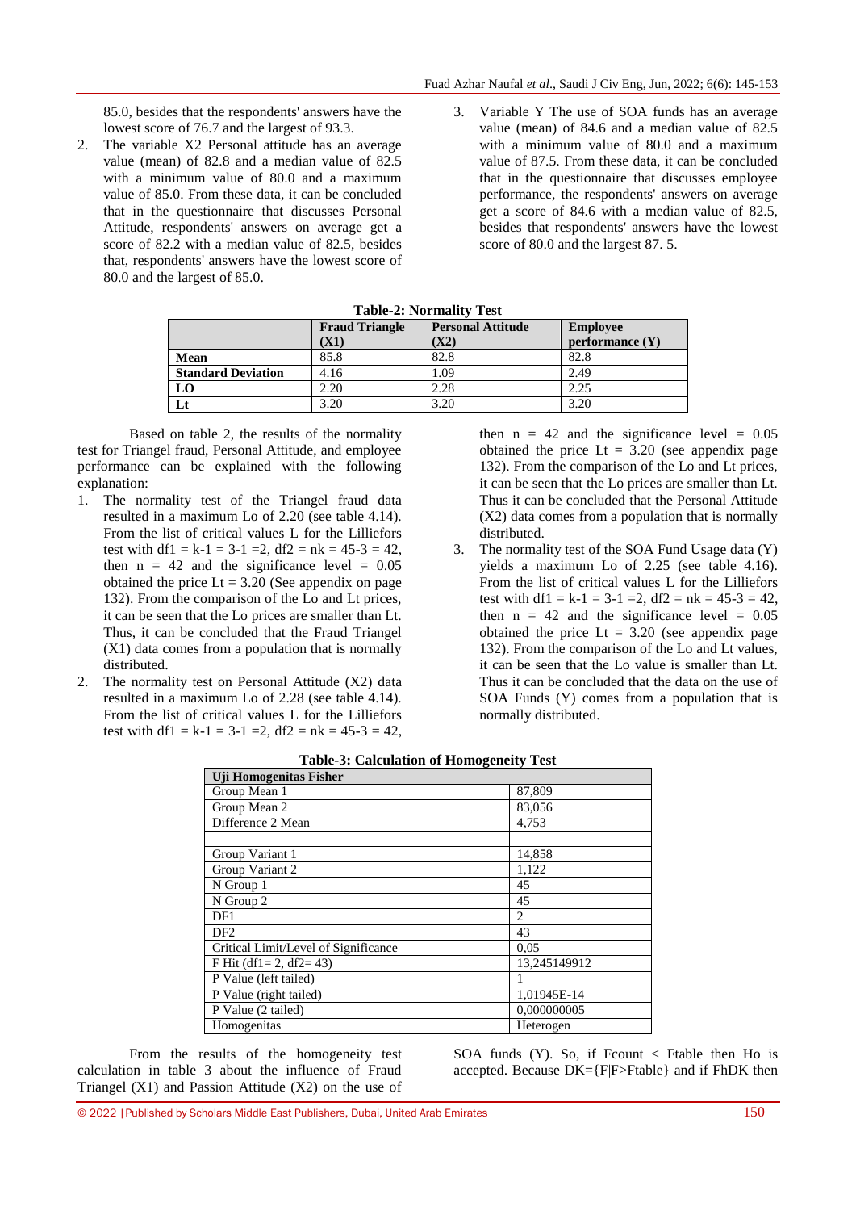85.0, besides that the respondents' answers have the lowest score of 76.7 and the largest of 93.3.

2. The variable X2 Personal attitude has an average value (mean) of 82.8 and a median value of 82.5 with a minimum value of 80.0 and a maximum value of 85.0. From these data, it can be concluded that in the questionnaire that discusses Personal Attitude, respondents' answers on average get a score of 82.2 with a median value of 82.5, besides that, respondents' answers have the lowest score of 80.0 and the largest of 85.0.
3. Variable Y The use of SOA funds has an average value (mean) of 84.6 and a median value of 82.5 with a minimum value of 80.0 and a maximum value of 87.5. From these data, it can be concluded that in the questionnaire that discusses employee performance, the respondents' answers on average get a score of 84.6 with a median value of 82.5, besides that respondents' answers have the lowest score of 80.0 and the largest 87. 5.

**Table-2: Normality Test**

| | Fraud Triangle (X1) | Personal Attitude (X2) | Employee performance (Y) |
|---|---|---|---|
| **Mean** | 85.8 | 82.8 | 82.8 |
| **Standard Deviation** | 4.16 | 1.09 | 2.49 |
| **LO** | 2.20 | 2.28 | 2.25 |
| **Lt** | 3.20 | 3.20 | 3.20 |

Based on table 2, the results of the normality test for Triangel fraud, Personal Attitude, and employee performance can be explained with the following explanation:

1. The normality test of the Triangel fraud data resulted in a maximum Lo of 2.20 (see table 4.14). From the list of critical values L for the Lilliefors test with $df1 = k-1 = 3-1 = 2$, $df2 = nk = 45-3 = 42$, then $n = 42$ and the significance level $= 0.05$ obtained the price $Lt = 3.20$ (See appendix on page 132). From the comparison of the Lo and Lt prices, it can be seen that the Lo prices are smaller than Lt. Thus, it can be concluded that the Fraud Triangel (X1) data comes from a population that is normally distributed.
2. The normality test on Personal Attitude (X2) data resulted in a maximum Lo of 2.28 (see table 4.14). From the list of critical values L for the Lilliefors test with $df1 = k-1 = 3-1 = 2$, $df2 = nk = 45-3 = 42$, then $n = 42$ and the significance level $= 0.05$ obtained the price $Lt = 3.20$ (see appendix page 132). From the comparison of the Lo and Lt prices, it can be seen that the Lo prices are smaller than Lt. Thus it can be concluded that the Personal Attitude (X2) data comes from a population that is normally distributed.
3. The normality test of the SOA Fund Usage data (Y) yields a maximum Lo of 2.25 (see table 4.16). From the list of critical values L for the Lilliefors test with $df1 = k-1 = 3-1 = 2$, $df2 = nk = 45-3 = 42$, then $n = 42$ and the significance level $= 0.05$ obtained the price $Lt = 3.20$ (see appendix page 132). From the comparison of the Lo and Lt values, it can be seen that the Lo value is smaller than Lt. Thus it can be concluded that the data on the use of SOA Funds (Y) comes from a population that is normally distributed.

**Table-3: Calculation of Homogeneity Test**

| Uji Homogenitas Fisher | |
|---|---|
| Group Mean 1 | 87,809 |
| Group Mean 2 | 83,056 |
| Difference 2 Mean | 4,753 |
| | |
| Group Variant 1 | 14,858 |
| Group Variant 2 | 1,122 |
| N Group 1 | 45 |
| N Group 2 | 45 |
| DF1 | 2 |
| DF2 | 43 |
| Critical Limit/Level of Significance | 0,05 |
| F Hit (df1= 2, df2= 43) | 13,245149912 |
| P Value (left tailed) | 1 |
| P Value (right tailed) | 1,01945E-14 |
| P Value (2 tailed) | 0,000000005 |
| Homogenitas | Heterogen |

From the results of the homogeneity test calculation in table 3 about the influence of Fraud Triangel (X1) and Passion Attitude (X2) on the use of SOA funds (Y). So, if Fcount < Ftable then Ho is accepted. Because DK={F|F>Ftable} and if FhDK then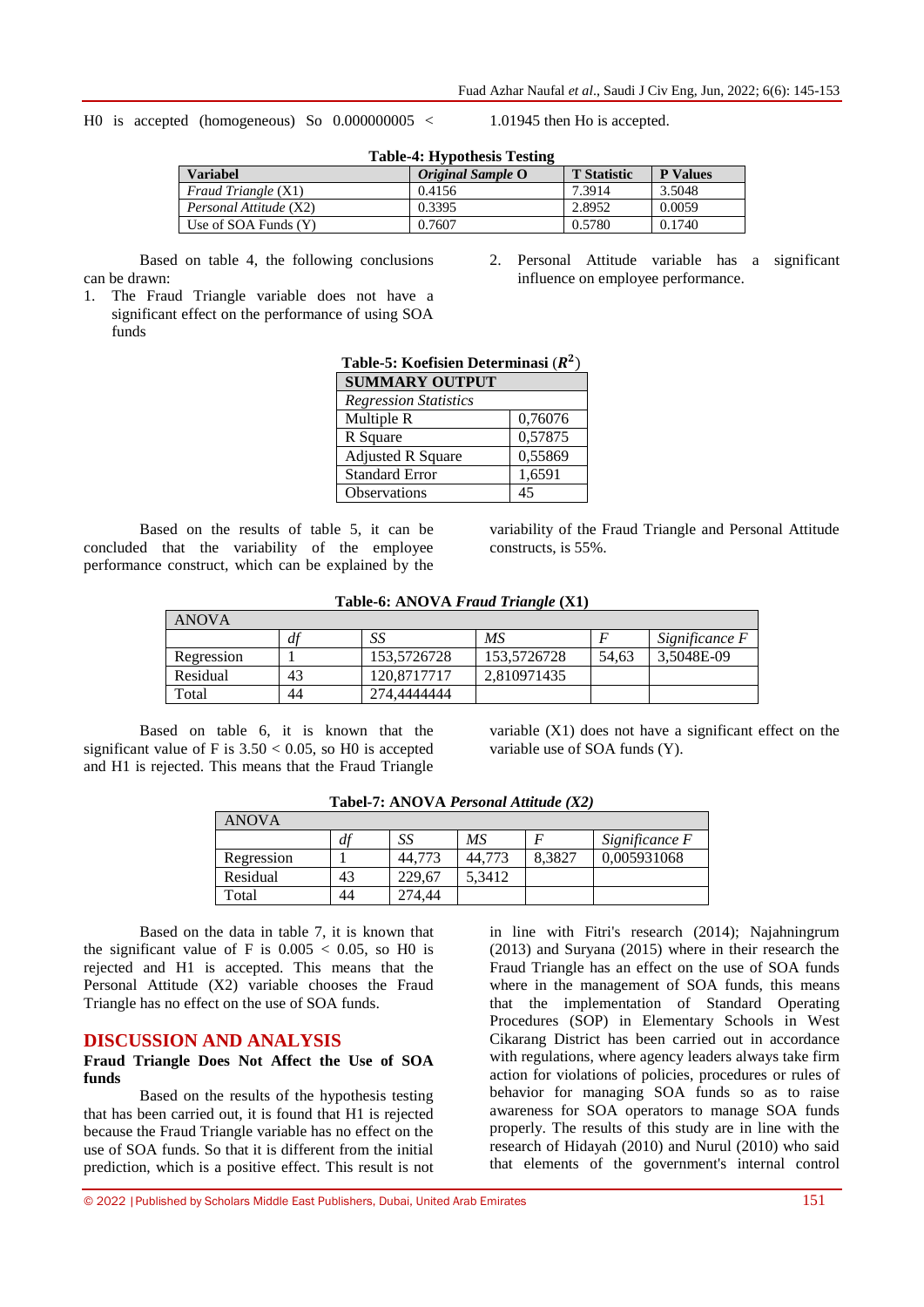H0 is accepted (homogeneous) So 0.000000005 < 1.01945 then Ho is accepted.

**Table-4: Hypothesis Testing**

| **Variabel** | ***Original Sample* O** | **T Statistic** | **P Values** |
|---|---|---|---|
| *Fraud Triangle* (X1) | 0.4156 | 7.3914 | 3.5048 |
| *Personal Attitude* (X2) | 0.3395 | 2.8952 | 0.0059 |
| Use of SOA Funds (Y) | 0.7607 | 0.5780 | 0.1740 |

Based on table 4, the following conclusions can be drawn:

1. The Fraud Triangle variable does not have a significant effect on the performance of using SOA funds
2. Personal Attitude variable has a significant influence on employee performance.

**Table-5: Koefisien Determinasi ($R^2$)**

| **SUMMARY OUTPUT** | |
|---|---|
| *Regression Statistics* | |
| Multiple R | 0,76076 |
| R Square | 0,57875 |
| Adjusted R Square | 0,55869 |
| Standard Error | 1,6591 |
| Observations | 45 |

Based on the results of table 5, it can be concluded that the variability of the employee performance construct, which can be explained by the variability of the Fraud Triangle and Personal Attitude constructs, is 55%.

**Table-6: ANOVA *Fraud Triangle* (X1)**

| ANOVA | | | | | |
|---|---|---|---|---|---|
| | *df* | *SS* | *MS* | *F* | *Significance F* |
| Regression | 1 | 153,5726728 | 153,5726728 | 54,63 | 3,5048E-09 |
| Residual | 43 | 120,8717717 | 2,810971435 | | |
| Total | 44 | 274,4444444 | | | |

Based on table 6, it is known that the significant value of F is 3.50 < 0.05, so H0 is accepted and H1 is rejected. This means that the Fraud Triangle variable (X1) does not have a significant effect on the variable use of SOA funds (Y).

**Tabel-7: ANOVA *Personal Attitude (X2)***

| ANOVA | | | | | |
|---|---|---|---|---|---|
| | *df* | *SS* | *MS* | *F* | *Significance F* |
| Regression | 1 | 44,773 | 44,773 | 8,3827 | 0,005931068 |
| Residual | 43 | 229,67 | 5,3412 | | |
| Total | 44 | 274,44 | | | |

Based on the data in table 7, it is known that the significant value of F is 0.005 < 0.05, so H0 is rejected and H1 is accepted. This means that the Personal Attitude (X2) variable chooses the Fraud Triangle has no effect on the use of SOA funds.

## DISCUSSION AND ANALYSIS

### Fraud Triangle Does Not Affect the Use of SOA funds

Based on the results of the hypothesis testing that has been carried out, it is found that H1 is rejected because the Fraud Triangle variable has no effect on the use of SOA funds. So that it is different from the initial prediction, which is a positive effect. This result is not in line with Fitri's research (2014); Najahningrum (2013) and Suryana (2015) where in their research the Fraud Triangle has an effect on the use of SOA funds where in the management of SOA funds, this means that the implementation of Standard Operating Procedures (SOP) in Elementary Schools in West Cikarang District has been carried out in accordance with regulations, where agency leaders always take firm action for violations of policies, procedures or rules of behavior for managing SOA funds so as to raise awareness for SOA operators to manage SOA funds properly. The results of this study are in line with the research of Hidayah (2010) and Nurul (2010) who said that elements of the government's internal control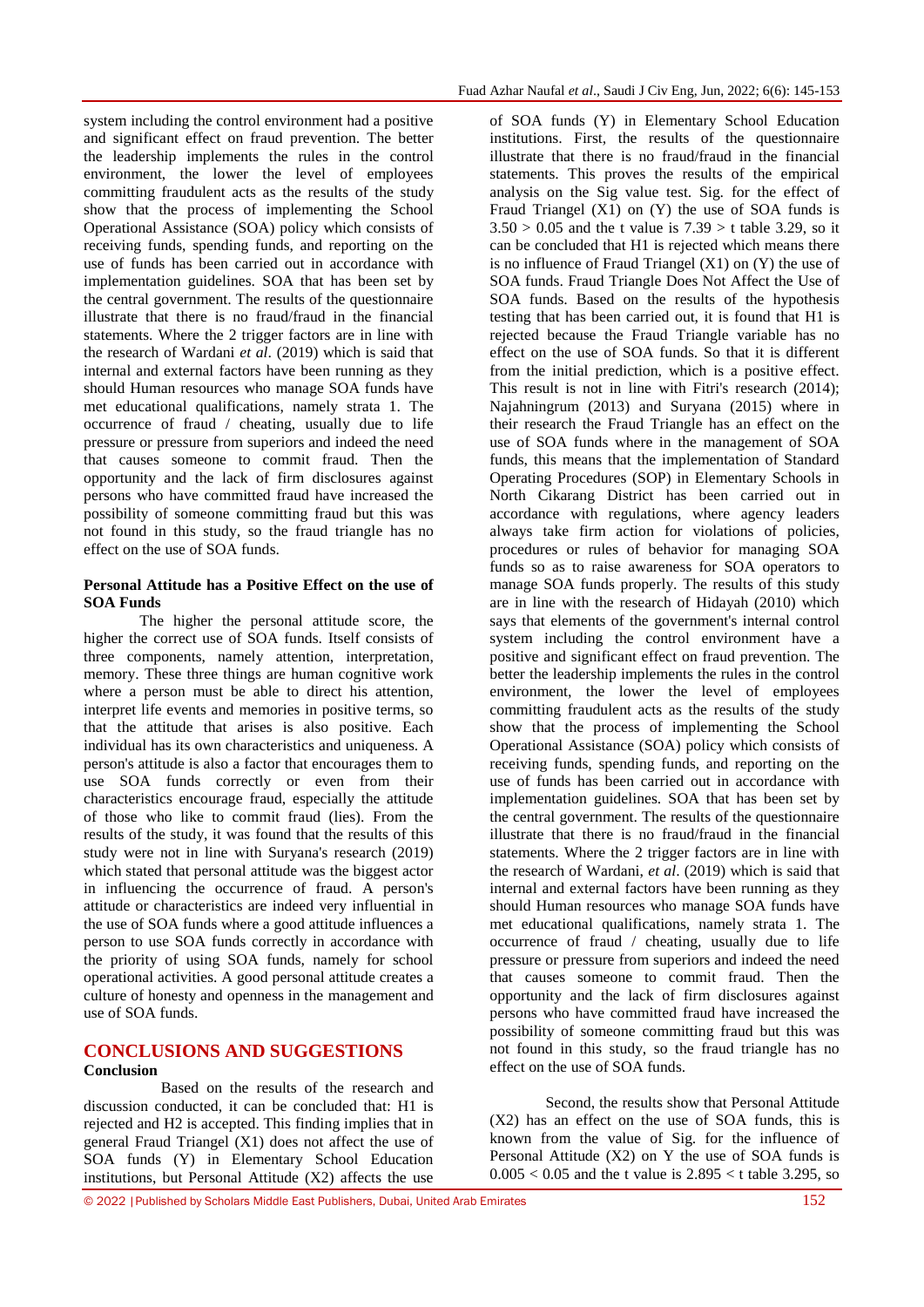system including the control environment had a positive and significant effect on fraud prevention. The better the leadership implements the rules in the control environment, the lower the level of employees committing fraudulent acts as the results of the study show that the process of implementing the School Operational Assistance (SOA) policy which consists of receiving funds, spending funds, and reporting on the use of funds has been carried out in accordance with implementation guidelines. SOA that has been set by the central government. The results of the questionnaire illustrate that there is no fraud/fraud in the financial statements. Where the 2 trigger factors are in line with the research of Wardani *et al*. (2019) which is said that internal and external factors have been running as they should Human resources who manage SOA funds have met educational qualifications, namely strata 1. The occurrence of fraud / cheating, usually due to life pressure or pressure from superiors and indeed the need that causes someone to commit fraud. Then the opportunity and the lack of firm disclosures against persons who have committed fraud have increased the possibility of someone committing fraud but this was not found in this study, so the fraud triangle has no effect on the use of SOA funds.

**Personal Attitude has a Positive Effect on the use of SOA Funds**

The higher the personal attitude score, the higher the correct use of SOA funds. Itself consists of three components, namely attention, interpretation, memory. These three things are human cognitive work where a person must be able to direct his attention, interpret life events and memories in positive terms, so that the attitude that arises is also positive. Each individual has its own characteristics and uniqueness. A person's attitude is also a factor that encourages them to use SOA funds correctly or even from their characteristics encourage fraud, especially the attitude of those who like to commit fraud (lies). From the results of the study, it was found that the results of this study were not in line with Suryana's research (2019) which stated that personal attitude was the biggest actor in influencing the occurrence of fraud. A person's attitude or characteristics are indeed very influential in the use of SOA funds where a good attitude influences a person to use SOA funds correctly in accordance with the priority of using SOA funds, namely for school operational activities. A good personal attitude creates a culture of honesty and openness in the management and use of SOA funds.

## CONCLUSIONS AND SUGGESTIONS

### Conclusion

Based on the results of the research and discussion conducted, it can be concluded that: H1 is rejected and H2 is accepted. This finding implies that in general Fraud Triangel (X1) does not affect the use of SOA funds (Y) in Elementary School Education institutions, but Personal Attitude (X2) affects the use of SOA funds (Y) in Elementary School Education institutions. First, the results of the questionnaire illustrate that there is no fraud/fraud in the financial statements. This proves the results of the empirical analysis on the Sig value test. Sig. for the effect of Fraud Triangel (X1) on (Y) the use of SOA funds is $3.50 > 0.05$ and the t value is $7.39 >$ t table 3.29, so it can be concluded that H1 is rejected which means there is no influence of Fraud Triangel (X1) on (Y) the use of SOA funds. Fraud Triangle Does Not Affect the Use of SOA funds. Based on the results of the hypothesis testing that has been carried out, it is found that H1 is rejected because the Fraud Triangle variable has no effect on the use of SOA funds. So that it is different from the initial prediction, which is a positive effect. This result is not in line with Fitri's research (2014); Najahningrum (2013) and Suryana (2015) where in their research the Fraud Triangle has an effect on the use of SOA funds where in the management of SOA funds, this means that the implementation of Standard Operating Procedures (SOP) in Elementary Schools in North Cikarang District has been carried out in accordance with regulations, where agency leaders always take firm action for violations of policies, procedures or rules of behavior for managing SOA funds so as to raise awareness for SOA operators to manage SOA funds properly. The results of this study are in line with the research of Hidayah (2010) which says that elements of the government's internal control system including the control environment have a positive and significant effect on fraud prevention. The better the leadership implements the rules in the control environment, the lower the level of employees committing fraudulent acts as the results of the study show that the process of implementing the School Operational Assistance (SOA) policy which consists of receiving funds, spending funds, and reporting on the use of funds has been carried out in accordance with implementation guidelines. SOA that has been set by the central government. The results of the questionnaire illustrate that there is no fraud/fraud in the financial statements. Where the 2 trigger factors are in line with the research of Wardani, *et al*. (2019) which is said that internal and external factors have been running as they should Human resources who manage SOA funds have met educational qualifications, namely strata 1. The occurrence of fraud / cheating, usually due to life pressure or pressure from superiors and indeed the need that causes someone to commit fraud. Then the opportunity and the lack of firm disclosures against persons who have committed fraud have increased the possibility of someone committing fraud but this was not found in this study, so the fraud triangle has no effect on the use of SOA funds.

Second, the results show that Personal Attitude (X2) has an effect on the use of SOA funds, this is known from the value of Sig. for the influence of Personal Attitude (X2) on Y the use of SOA funds is $0.005 < 0.05$ and the t value is $2.895 <$ t table 3.295, so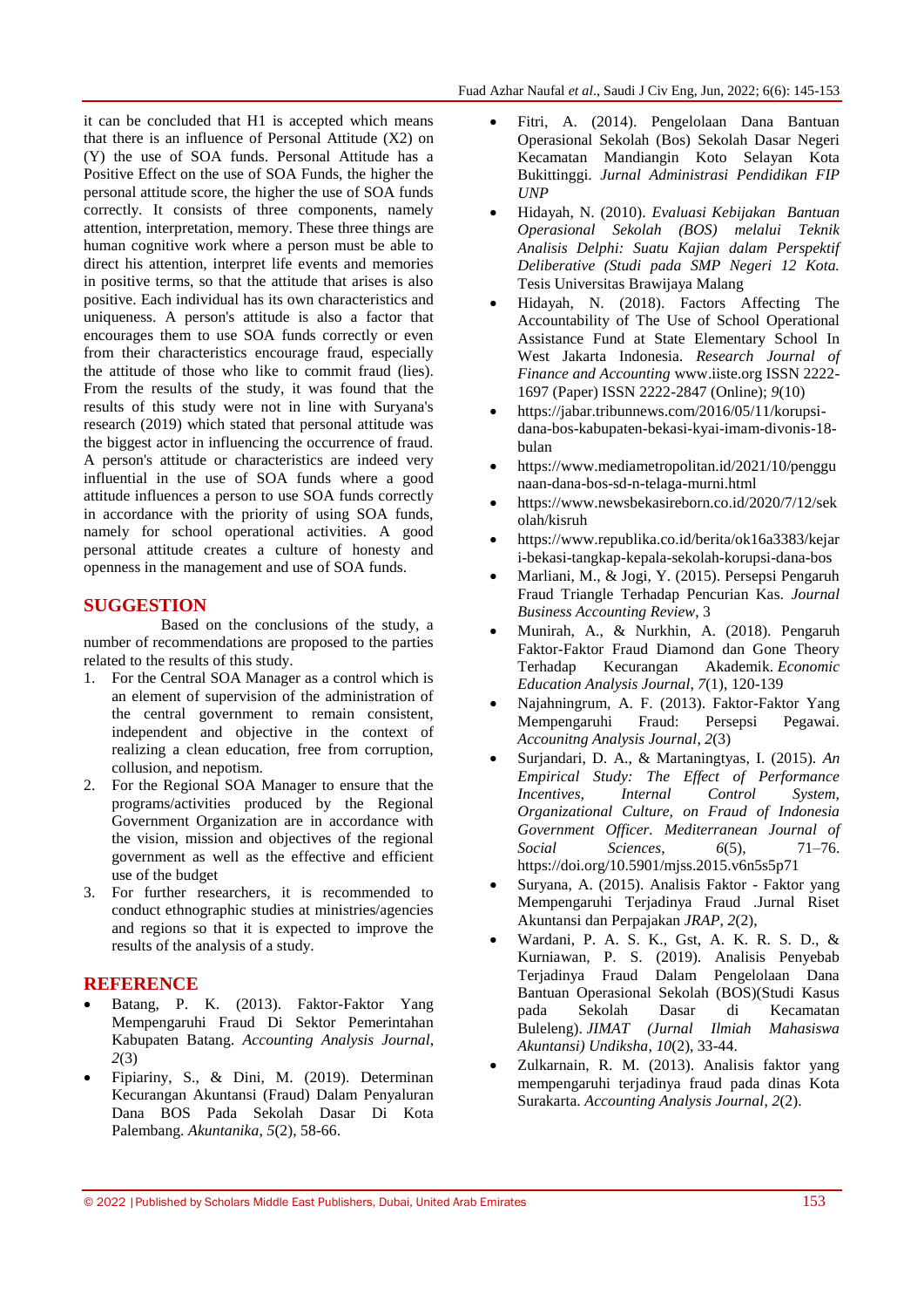it can be concluded that H1 is accepted which means that there is an influence of Personal Attitude (X2) on (Y) the use of SOA funds. Personal Attitude has a Positive Effect on the use of SOA Funds, the higher the personal attitude score, the higher the use of SOA funds correctly. It consists of three components, namely attention, interpretation, memory. These three things are human cognitive work where a person must be able to direct his attention, interpret life events and memories in positive terms, so that the attitude that arises is also positive. Each individual has its own characteristics and uniqueness. A person's attitude is also a factor that encourages them to use SOA funds correctly or even from their characteristics encourage fraud, especially the attitude of those who like to commit fraud (lies). From the results of the study, it was found that the results of this study were not in line with Suryana's research (2019) which stated that personal attitude was the biggest actor in influencing the occurrence of fraud. A person's attitude or characteristics are indeed very influential in the use of SOA funds where a good attitude influences a person to use SOA funds correctly in accordance with the priority of using SOA funds, namely for school operational activities. A good personal attitude creates a culture of honesty and openness in the management and use of SOA funds.

## SUGGESTION

Based on the conclusions of the study, a number of recommendations are proposed to the parties related to the results of this study.

1. For the Central SOA Manager as a control which is an element of supervision of the administration of the central government to remain consistent, independent and objective in the context of realizing a clean education, free from corruption, collusion, and nepotism.
2. For the Regional SOA Manager to ensure that the programs/activities produced by the Regional Government Organization are in accordance with the vision, mission and objectives of the regional government as well as the effective and efficient use of the budget
3. For further researchers, it is recommended to conduct ethnographic studies at ministries/agencies and regions so that it is expected to improve the results of the analysis of a study.

## REFERENCE

- Batang, P. K. (2013). Faktor-Faktor Yang Mempengaruhi Fraud Di Sektor Pemerintahan Kabupaten Batang. *Accounting Analysis Journal*, *2*(3)
- Fipiariny, S., & Dini, M. (2019). Determinan Kecurangan Akuntansi (Fraud) Dalam Penyaluran Dana BOS Pada Sekolah Dasar Di Kota Palembang. *Akuntanika*, *5*(2), 58-66.
- Fitri, A. (2014). Pengelolaan Dana Bantuan Operasional Sekolah (Bos) Sekolah Dasar Negeri Kecamatan Mandiangin Koto Selayan Kota Bukittinggi. *Jurnal Administrasi Pendidikan FIP UNP*
- Hidayah, N. (2010). *Evaluasi Kebijakan Bantuan Operasional Sekolah (BOS) melalui Teknik Analisis Delphi: Suatu Kajian dalam Perspektif Deliberative (Studi pada SMP Negeri 12 Kota.* Tesis Universitas Brawijaya Malang
- Hidayah, N. (2018). Factors Affecting The Accountability of The Use of School Operational Assistance Fund at State Elementary School In West Jakarta Indonesia. *Research Journal of Finance and Accounting* www.iiste.org ISSN 2222-1697 (Paper) ISSN 2222-2847 (Online); *9*(10)
- https://jabar.tribunnews.com/2016/05/11/korupsi-dana-bos-kabupaten-bekasi-kyai-imam-divonis-18-bulan
- https://www.mediametropolitan.id/2021/10/penggunaan-dana-bos-sd-n-telaga-murni.html
- https://www.newsbekasireborn.co.id/2020/7/12/sekolah/kisruh
- https://www.republika.co.id/berita/ok16a3383/kejari-bekasi-tangkap-kepala-sekolah-korupsi-dana-bos
- Marliani, M., & Jogi, Y. (2015). Persepsi Pengaruh Fraud Triangle Terhadap Pencurian Kas. *Journal Business Accounting Review*, 3
- Munirah, A., & Nurkhin, A. (2018). Pengaruh Faktor-Faktor Fraud Diamond dan Gone Theory Terhadap Kecurangan Akademik. *Economic Education Analysis Journal*, *7*(1), 120-139
- Najahningrum, A. F. (2013). Faktor-Faktor Yang Mempengaruhi Fraud: Persepsi Pegawai. *Accounting Analysis Journal*, *2*(3)
- Surjandari, D. A., & Martaningtyas, I. (2015). *An Empirical Study: The Effect of Performance Incentives, Internal Control System, Organizational Culture, on Fraud of Indonesia Government Officer. Mediterranean Journal of Social Sciences*, *6*(5), 71–76. https://doi.org/10.5901/mjss.2015.v6n5s5p71
- Suryana, A. (2015). Analisis Faktor - Faktor yang Mempengaruhi Terjadinya Fraud .Jurnal Riset Akuntansi dan Perpajakan *JRAP*, *2*(2),
- Wardani, P. A. S. K., Gst, A. K. R. S. D., & Kurniawan, P. S. (2019). Analisis Penyebab Terjadinya Fraud Dalam Pengelolaan Dana Bantuan Operasional Sekolah (BOS)(Studi Kasus pada Sekolah Dasar di Kecamatan Buleleng). *JIMAT (Jurnal Ilmiah Mahasiswa Akuntansi) Undiksha*, *10*(2), 33-44.
- Zulkarnain, R. M. (2013). Analisis faktor yang mempengaruhi terjadinya fraud pada dinas Kota Surakarta. *Accounting Analysis Journal*, *2*(2).